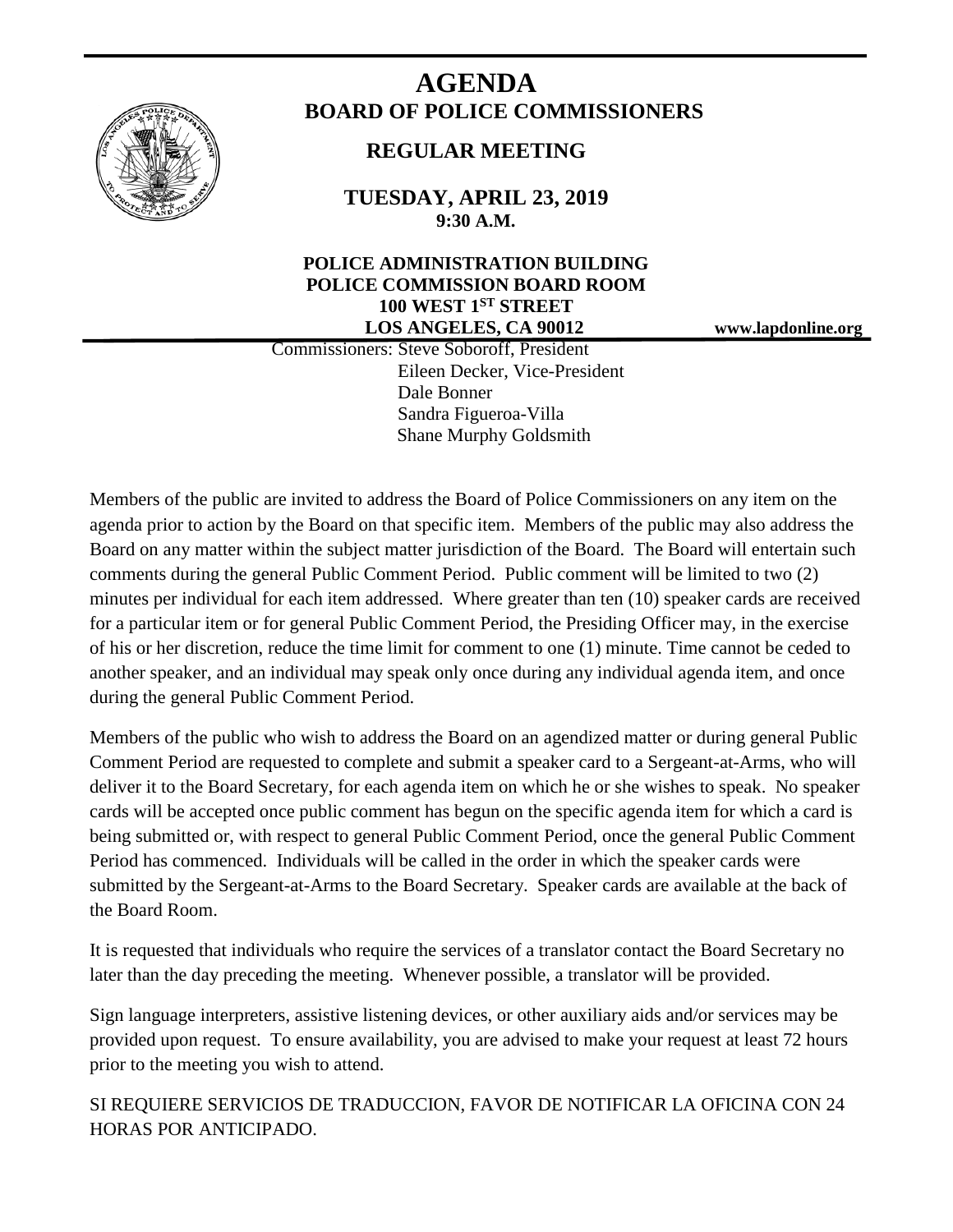# AGENDA

## BOARD OF POLICE COMMISSIONERS

## REGULAR MEETING

**TUESDAY, APRIL 23, 2019**
**9:30 A.M.**

**POLICE ADMINISTRATION BUILDING**
**POLICE COMMISSION BOARD ROOM**
**100 WEST 1ST STREET**
**LOS ANGELES, CA 90012**

**www.lapdonline.org**

Commissioners: Steve Soboroff, President
Eileen Decker, Vice-President
Dale Bonner
Sandra Figueroa-Villa
Shane Murphy Goldsmith

Members of the public are invited to address the Board of Police Commissioners on any item on the agenda prior to action by the Board on that specific item. Members of the public may also address the Board on any matter within the subject matter jurisdiction of the Board. The Board will entertain such comments during the general Public Comment Period. Public comment will be limited to two (2) minutes per individual for each item addressed. Where greater than ten (10) speaker cards are received for a particular item or for general Public Comment Period, the Presiding Officer may, in the exercise of his or her discretion, reduce the time limit for comment to one (1) minute. Time cannot be ceded to another speaker, and an individual may speak only once during any individual agenda item, and once during the general Public Comment Period.

Members of the public who wish to address the Board on an agendized matter or during general Public Comment Period are requested to complete and submit a speaker card to a Sergeant-at-Arms, who will deliver it to the Board Secretary, for each agenda item on which he or she wishes to speak. No speaker cards will be accepted once public comment has begun on the specific agenda item for which a card is being submitted or, with respect to general Public Comment Period, once the general Public Comment Period has commenced. Individuals will be called in the order in which the speaker cards were submitted by the Sergeant-at-Arms to the Board Secretary. Speaker cards are available at the back of the Board Room.

It is requested that individuals who require the services of a translator contact the Board Secretary no later than the day preceding the meeting. Whenever possible, a translator will be provided.

Sign language interpreters, assistive listening devices, or other auxiliary aids and/or services may be provided upon request. To ensure availability, you are advised to make your request at least 72 hours prior to the meeting you wish to attend.

SI REQUIERE SERVICIOS DE TRADUCCION, FAVOR DE NOTIFICAR LA OFICINA CON 24 HORAS POR ANTICIPADO.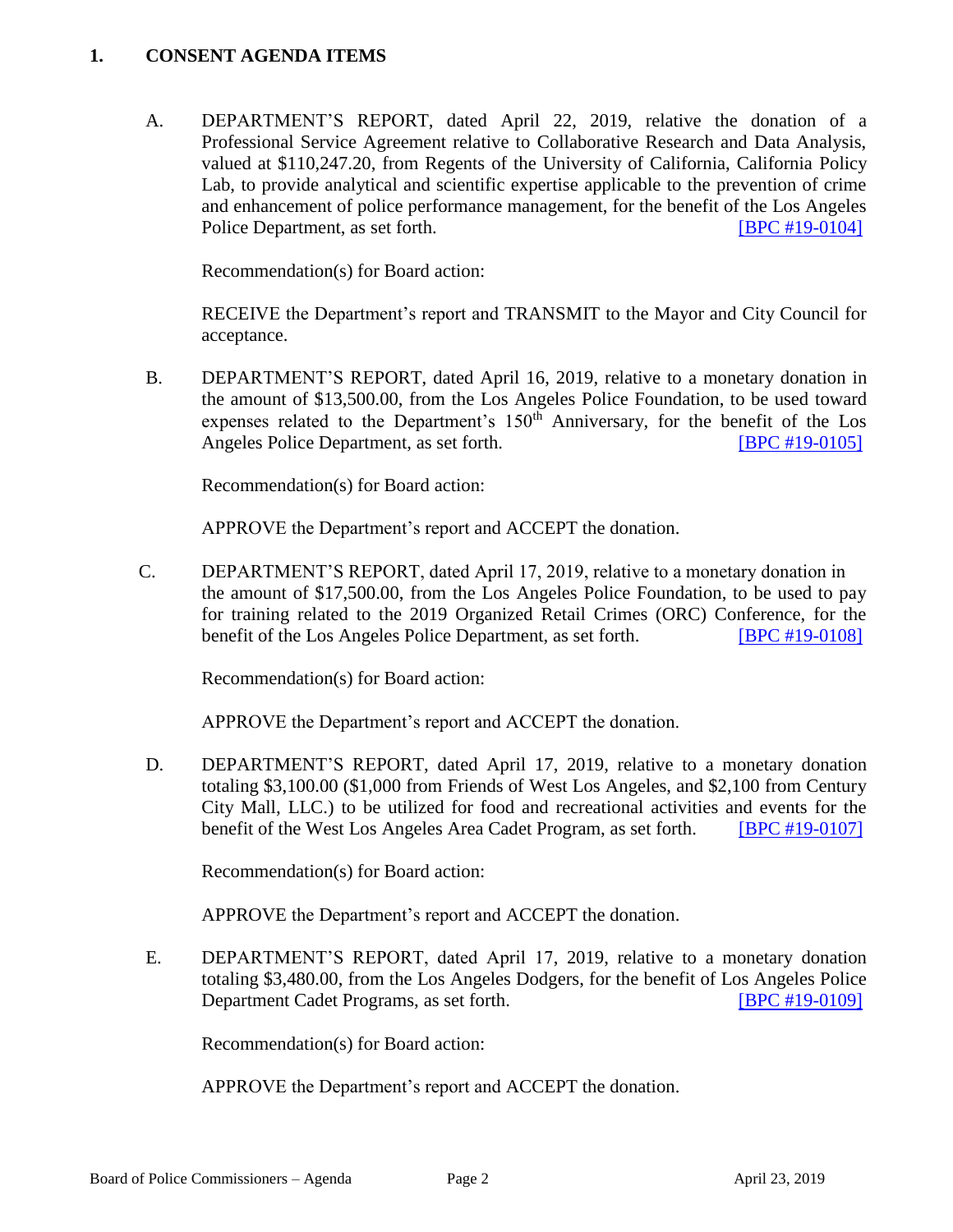## 1. CONSENT AGENDA ITEMS

A. DEPARTMENT'S REPORT, dated April 22, 2019, relative the donation of a Professional Service Agreement relative to Collaborative Research and Data Analysis, valued at $110,247.20, from Regents of the University of California, California Policy Lab, to provide analytical and scientific expertise applicable to the prevention of crime and enhancement of police performance management, for the benefit of the Los Angeles Police Department, as set forth. [BPC #19-0104]

Recommendation(s) for Board action:

RECEIVE the Department's report and TRANSMIT to the Mayor and City Council for acceptance.

B. DEPARTMENT'S REPORT, dated April 16, 2019, relative to a monetary donation in the amount of $13,500.00, from the Los Angeles Police Foundation, to be used toward expenses related to the Department's 150th Anniversary, for the benefit of the Los Angeles Police Department, as set forth. [BPC #19-0105]

Recommendation(s) for Board action:

APPROVE the Department's report and ACCEPT the donation.

C. DEPARTMENT'S REPORT, dated April 17, 2019, relative to a monetary donation in the amount of $17,500.00, from the Los Angeles Police Foundation, to be used to pay for training related to the 2019 Organized Retail Crimes (ORC) Conference, for the benefit of the Los Angeles Police Department, as set forth. [BPC #19-0108]

Recommendation(s) for Board action:

APPROVE the Department's report and ACCEPT the donation.

D. DEPARTMENT'S REPORT, dated April 17, 2019, relative to a monetary donation totaling $3,100.00 ($1,000 from Friends of West Los Angeles, and $2,100 from Century City Mall, LLC.) to be utilized for food and recreational activities and events for the benefit of the West Los Angeles Area Cadet Program, as set forth. [BPC #19-0107]

Recommendation(s) for Board action:

APPROVE the Department's report and ACCEPT the donation.

E. DEPARTMENT'S REPORT, dated April 17, 2019, relative to a monetary donation totaling $3,480.00, from the Los Angeles Dodgers, for the benefit of Los Angeles Police Department Cadet Programs, as set forth. [BPC #19-0109]

Recommendation(s) for Board action:

APPROVE the Department's report and ACCEPT the donation.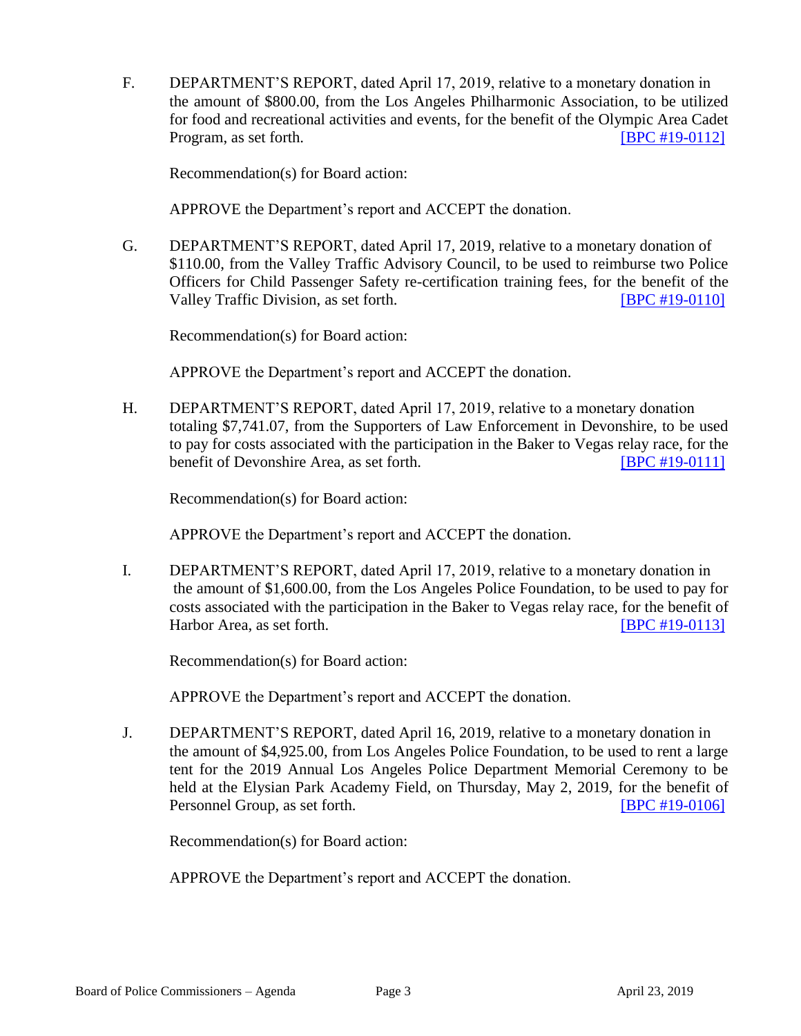F. DEPARTMENT'S REPORT, dated April 17, 2019, relative to a monetary donation in the amount of $800.00, from the Los Angeles Philharmonic Association, to be utilized for food and recreational activities and events, for the benefit of the Olympic Area Cadet Program, as set forth. [BPC #19-0112]

Recommendation(s) for Board action:

APPROVE the Department's report and ACCEPT the donation.

G. DEPARTMENT'S REPORT, dated April 17, 2019, relative to a monetary donation of $110.00, from the Valley Traffic Advisory Council, to be used to reimburse two Police Officers for Child Passenger Safety re-certification training fees, for the benefit of the Valley Traffic Division, as set forth. [BPC #19-0110]

Recommendation(s) for Board action:

APPROVE the Department's report and ACCEPT the donation.

H. DEPARTMENT'S REPORT, dated April 17, 2019, relative to a monetary donation totaling $7,741.07, from the Supporters of Law Enforcement in Devonshire, to be used to pay for costs associated with the participation in the Baker to Vegas relay race, for the benefit of Devonshire Area, as set forth. [BPC #19-0111]

Recommendation(s) for Board action:

APPROVE the Department's report and ACCEPT the donation.

I. DEPARTMENT'S REPORT, dated April 17, 2019, relative to a monetary donation in the amount of $1,600.00, from the Los Angeles Police Foundation, to be used to pay for costs associated with the participation in the Baker to Vegas relay race, for the benefit of Harbor Area, as set forth. [BPC #19-0113]

Recommendation(s) for Board action:

APPROVE the Department's report and ACCEPT the donation.

J. DEPARTMENT'S REPORT, dated April 16, 2019, relative to a monetary donation in the amount of $4,925.00, from Los Angeles Police Foundation, to be used to rent a large tent for the 2019 Annual Los Angeles Police Department Memorial Ceremony to be held at the Elysian Park Academy Field, on Thursday, May 2, 2019, for the benefit of Personnel Group, as set forth. [BPC #19-0106]

Recommendation(s) for Board action:

APPROVE the Department's report and ACCEPT the donation.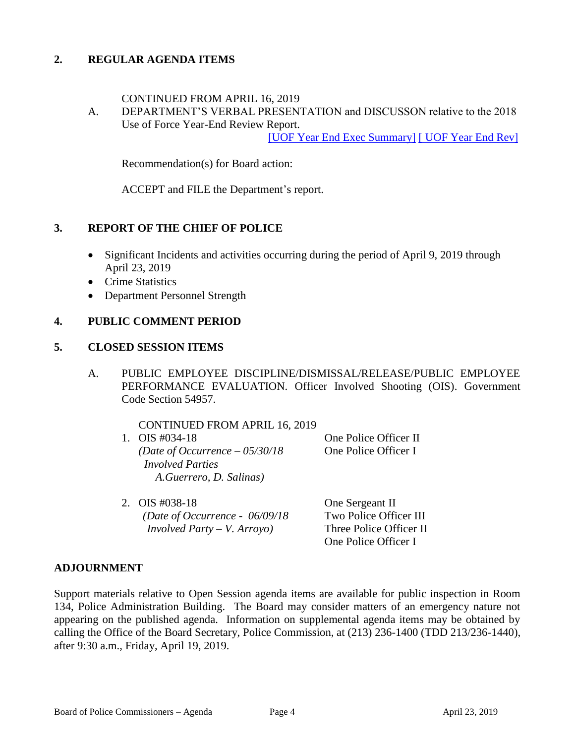## 2. REGULAR AGENDA ITEMS

CONTINUED FROM APRIL 16, 2019

A. DEPARTMENT'S VERBAL PRESENTATION and DISCUSSON relative to the 2018 Use of Force Year-End Review Report.
[UOF Year End Exec Summary] [ UOF Year End Rev]

Recommendation(s) for Board action:

ACCEPT and FILE the Department's report.

## 3. REPORT OF THE CHIEF OF POLICE

- Significant Incidents and activities occurring during the period of April 9, 2019 through April 23, 2019
- Crime Statistics
- Department Personnel Strength

## 4. PUBLIC COMMENT PERIOD

## 5. CLOSED SESSION ITEMS

A. PUBLIC EMPLOYEE DISCIPLINE/DISMISSAL/RELEASE/PUBLIC EMPLOYEE PERFORMANCE EVALUATION. Officer Involved Shooting (OIS). Government Code Section 54957.

CONTINUED FROM APRIL 16, 2019

1. OIS #034-18 — One Police Officer II, One Police Officer I
   *(Date of Occurrence – 05/30/18*
   *Involved Parties –*
   *A.Guerrero, D. Salinas)*

2. OIS #038-18 — One Sergeant II, Two Police Officer III, Three Police Officer II, One Police Officer I
   *(Date of Occurrence - 06/09/18*
   *Involved Party – V. Arroyo)*

## ADJOURNMENT

Support materials relative to Open Session agenda items are available for public inspection in Room 134, Police Administration Building. The Board may consider matters of an emergency nature not appearing on the published agenda. Information on supplemental agenda items may be obtained by calling the Office of the Board Secretary, Police Commission, at (213) 236-1400 (TDD 213/236-1440), after 9:30 a.m., Friday, April 19, 2019.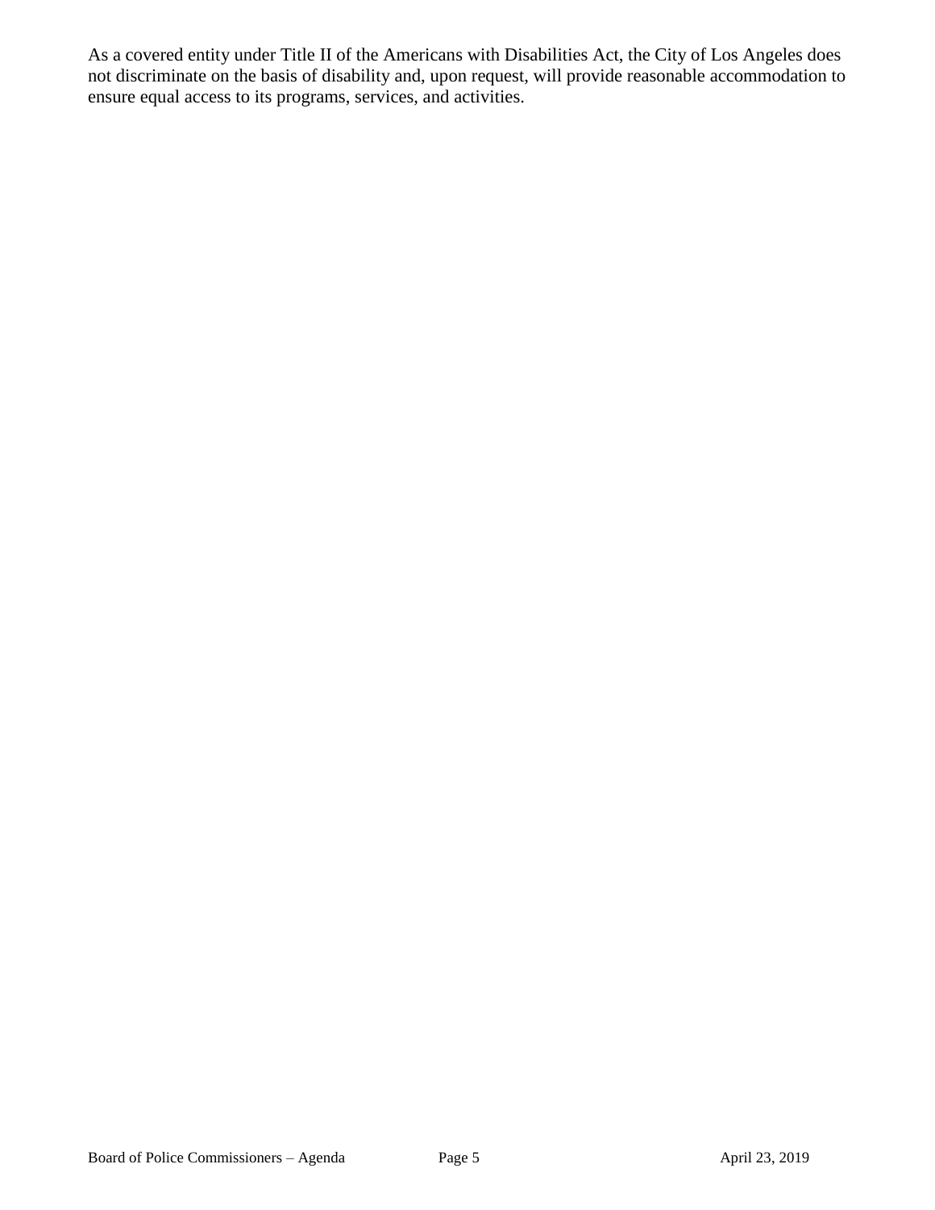As a covered entity under Title II of the Americans with Disabilities Act, the City of Los Angeles does not discriminate on the basis of disability and, upon request, will provide reasonable accommodation to ensure equal access to its programs, services, and activities.